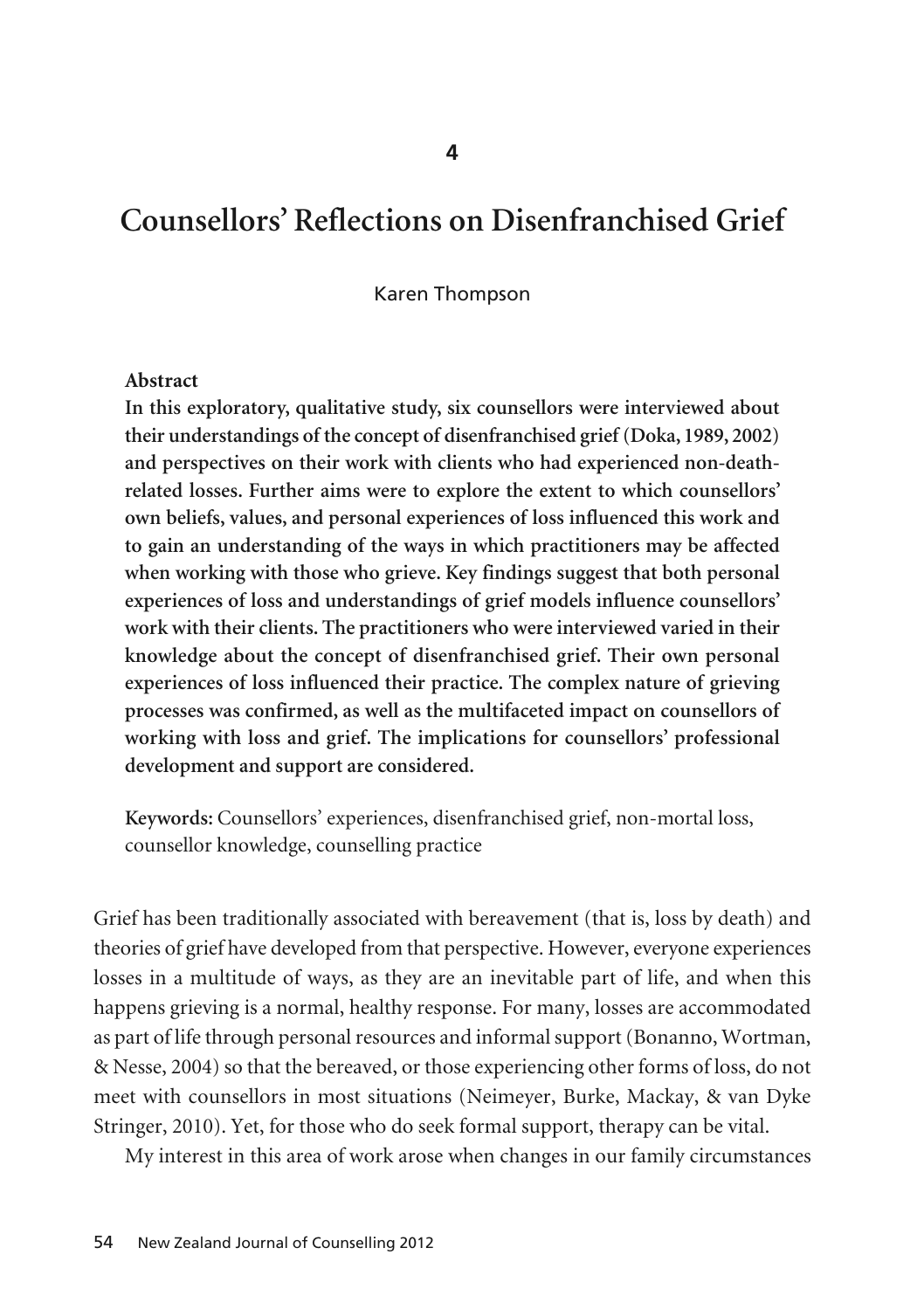# Counsellors' Reflections on Disenfranchised Grief

Karen Thompson

**Abstract**

**In this exploratory, qualitative study, six counsellors were interviewed about their understandings of the concept of disenfranchised grief (Doka, 1989, 2002) and perspectives on their work with clients who had experienced non-death-related losses. Further aims were to explore the extent to which counsellors' own beliefs, values, and personal experiences of loss influenced this work and to gain an understanding of the ways in which practitioners may be affected when working with those who grieve. Key findings suggest that both personal experiences of loss and understandings of grief models influence counsellors' work with their clients. The practitioners who were interviewed varied in their knowledge about the concept of disenfranchised grief. Their own personal experiences of loss influenced their practice. The complex nature of grieving processes was confirmed, as well as the multifaceted impact on counsellors of working with loss and grief. The implications for counsellors' professional development and support are considered.**

**Keywords:** Counsellors' experiences, disenfranchised grief, non-mortal loss, counsellor knowledge, counselling practice

Grief has been traditionally associated with bereavement (that is, loss by death) and theories of grief have developed from that perspective. However, everyone experiences losses in a multitude of ways, as they are an inevitable part of life, and when this happens grieving is a normal, healthy response. For many, losses are accommodated as part of life through personal resources and informal support (Bonanno, Wortman, & Nesse, 2004) so that the bereaved, or those experiencing other forms of loss, do not meet with counsellors in most situations (Neimeyer, Burke, Mackay, & van Dyke Stringer, 2010). Yet, for those who do seek formal support, therapy can be vital.

My interest in this area of work arose when changes in our family circumstances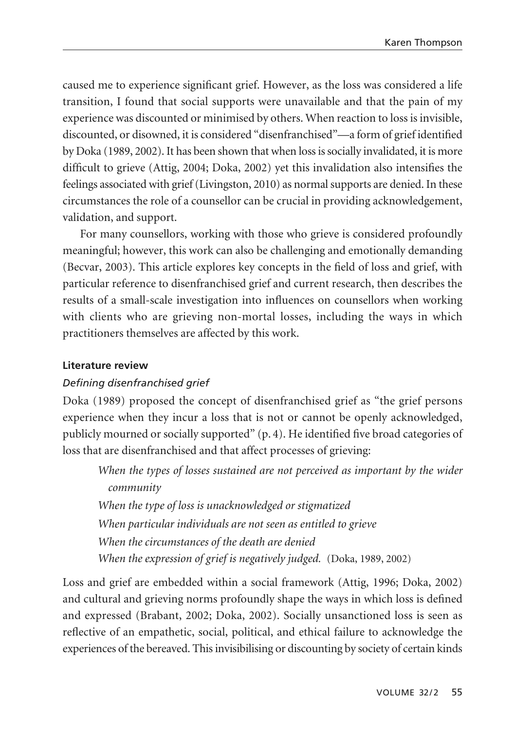caused me to experience significant grief. However, as the loss was considered a life transition, I found that social supports were unavailable and that the pain of my experience was discounted or minimised by others. When reaction to loss is invisible, discounted, or disowned, it is considered "disenfranchised"—a form of grief identified by Doka (1989, 2002). It has been shown that when loss is socially invalidated, it is more difficult to grieve (Attig, 2004; Doka, 2002) yet this invalidation also intensifies the feelings associated with grief (Livingston, 2010) as normal supports are denied. In these circumstances the role of a counsellor can be crucial in providing acknowledgement, validation, and support.

For many counsellors, working with those who grieve is considered profoundly meaningful; however, this work can also be challenging and emotionally demanding (Becvar, 2003). This article explores key concepts in the field of loss and grief, with particular reference to disenfranchised grief and current research, then describes the results of a small-scale investigation into influences on counsellors when working with clients who are grieving non-mortal losses, including the ways in which practitioners themselves are affected by this work.

## Literature review

### *Defining disenfranchised grief*

Doka (1989) proposed the concept of disenfranchised grief as "the grief persons experience when they incur a loss that is not or cannot be openly acknowledged, publicly mourned or socially supported" (p. 4). He identified five broad categories of loss that are disenfranchised and that affect processes of grieving:

> *When the types of losses sustained are not perceived as important by the wider community*
> *When the type of loss is unacknowledged or stigmatized*
> *When particular individuals are not seen as entitled to grieve*
> *When the circumstances of the death are denied*
> *When the expression of grief is negatively judged.* (Doka, 1989, 2002)

Loss and grief are embedded within a social framework (Attig, 1996; Doka, 2002) and cultural and grieving norms profoundly shape the ways in which loss is defined and expressed (Brabant, 2002; Doka, 2002). Socially unsanctioned loss is seen as reflective of an empathetic, social, political, and ethical failure to acknowledge the experiences of the bereaved. This invisibilising or discounting by society of certain kinds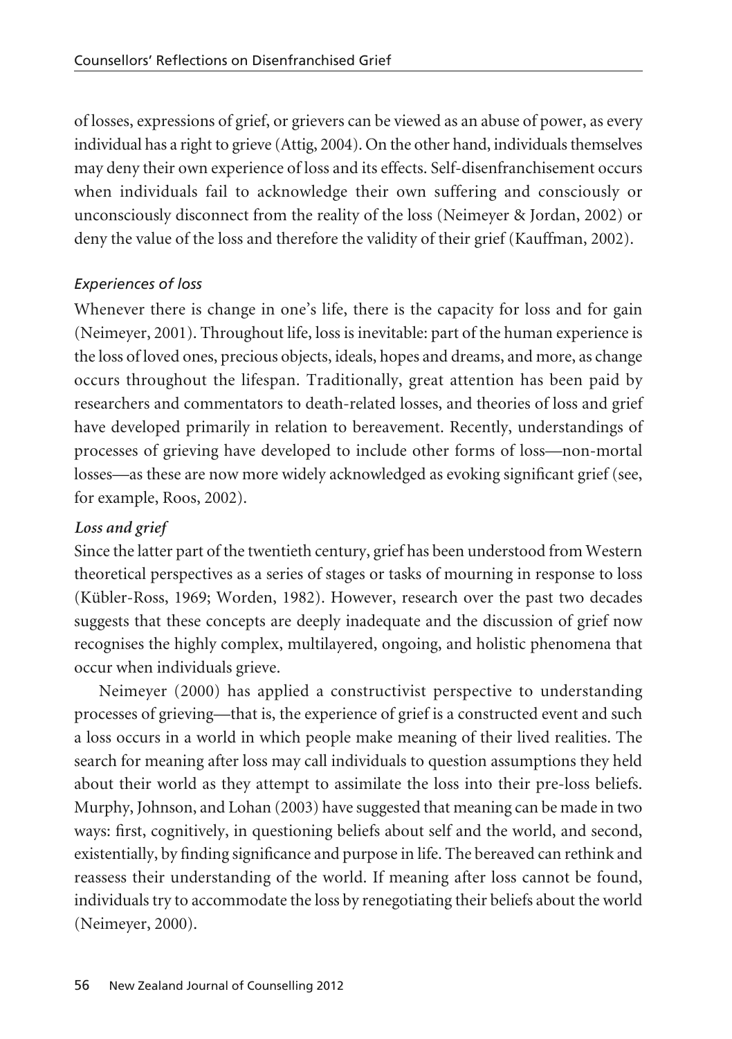of losses, expressions of grief, or grievers can be viewed as an abuse of power, as every individual has a right to grieve (Attig, 2004). On the other hand, individuals themselves may deny their own experience of loss and its effects. Self-disenfranchisement occurs when individuals fail to acknowledge their own suffering and consciously or unconsciously disconnect from the reality of the loss (Neimeyer & Jordan, 2002) or deny the value of the loss and therefore the validity of their grief (Kauffman, 2002).

### *Experiences of loss*

Whenever there is change in one's life, there is the capacity for loss and for gain (Neimeyer, 2001). Throughout life, loss is inevitable: part of the human experience is the loss of loved ones, precious objects, ideals, hopes and dreams, and more, as change occurs throughout the lifespan. Traditionally, great attention has been paid by researchers and commentators to death-related losses, and theories of loss and grief have developed primarily in relation to bereavement. Recently, understandings of processes of grieving have developed to include other forms of loss—non-mortal losses—as these are now more widely acknowledged as evoking significant grief (see, for example, Roos, 2002).

### ***Loss and grief***

Since the latter part of the twentieth century, grief has been understood from Western theoretical perspectives as a series of stages or tasks of mourning in response to loss (Kübler-Ross, 1969; Worden, 1982). However, research over the past two decades suggests that these concepts are deeply inadequate and the discussion of grief now recognises the highly complex, multilayered, ongoing, and holistic phenomena that occur when individuals grieve.

Neimeyer (2000) has applied a constructivist perspective to understanding processes of grieving—that is, the experience of grief is a constructed event and such a loss occurs in a world in which people make meaning of their lived realities. The search for meaning after loss may call individuals to question assumptions they held about their world as they attempt to assimilate the loss into their pre-loss beliefs. Murphy, Johnson, and Lohan (2003) have suggested that meaning can be made in two ways: first, cognitively, in questioning beliefs about self and the world, and second, existentially, by finding significance and purpose in life. The bereaved can rethink and reassess their understanding of the world. If meaning after loss cannot be found, individuals try to accommodate the loss by renegotiating their beliefs about the world (Neimeyer, 2000).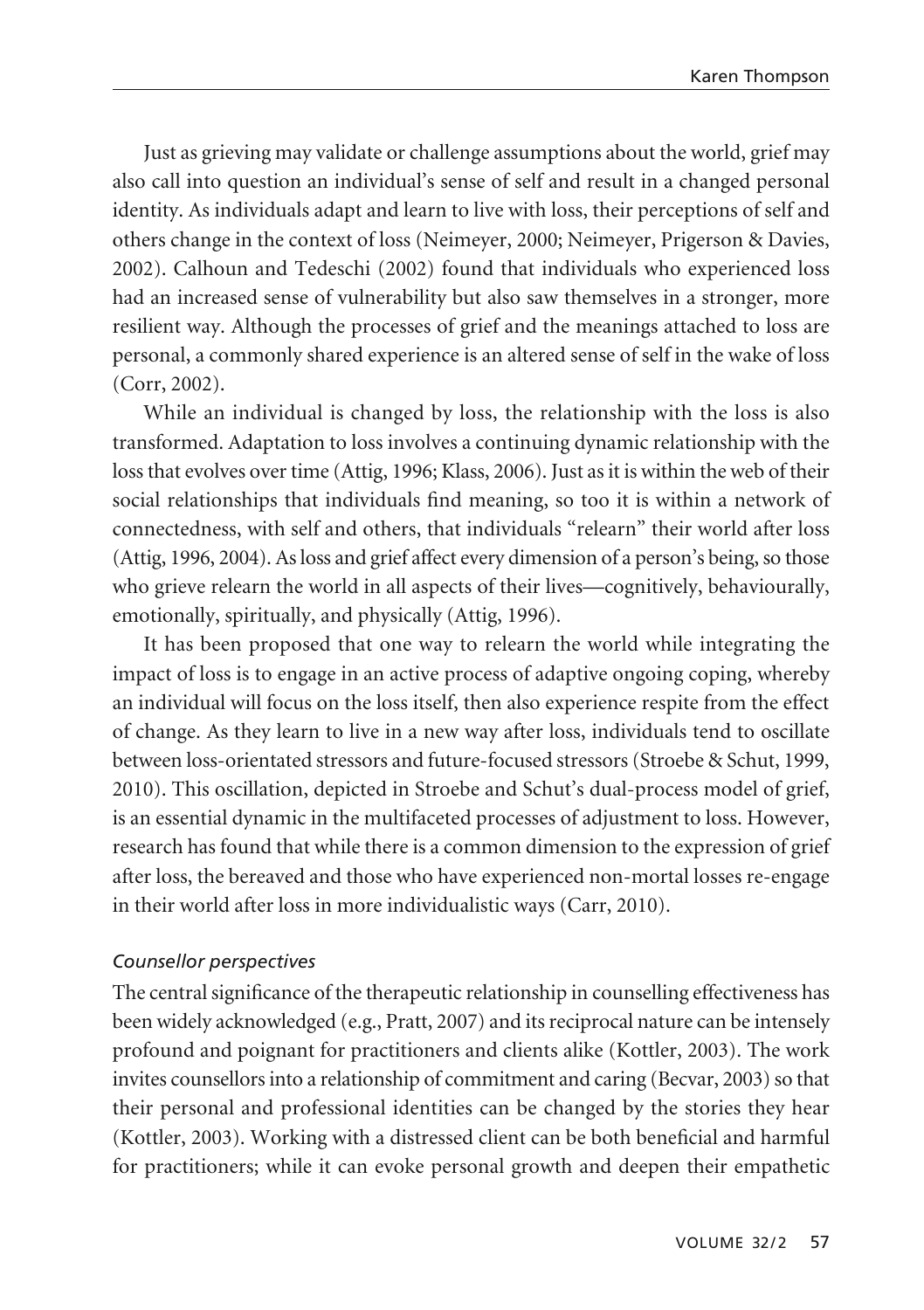Just as grieving may validate or challenge assumptions about the world, grief may also call into question an individual's sense of self and result in a changed personal identity. As individuals adapt and learn to live with loss, their perceptions of self and others change in the context of loss (Neimeyer, 2000; Neimeyer, Prigerson & Davies, 2002). Calhoun and Tedeschi (2002) found that individuals who experienced loss had an increased sense of vulnerability but also saw themselves in a stronger, more resilient way. Although the processes of grief and the meanings attached to loss are personal, a commonly shared experience is an altered sense of self in the wake of loss (Corr, 2002).

While an individual is changed by loss, the relationship with the loss is also transformed. Adaptation to loss involves a continuing dynamic relationship with the loss that evolves over time (Attig, 1996; Klass, 2006). Just as it is within the web of their social relationships that individuals find meaning, so too it is within a network of connectedness, with self and others, that individuals "relearn" their world after loss (Attig, 1996, 2004). As loss and grief affect every dimension of a person's being, so those who grieve relearn the world in all aspects of their lives—cognitively, behaviourally, emotionally, spiritually, and physically (Attig, 1996).

It has been proposed that one way to relearn the world while integrating the impact of loss is to engage in an active process of adaptive ongoing coping, whereby an individual will focus on the loss itself, then also experience respite from the effect of change. As they learn to live in a new way after loss, individuals tend to oscillate between loss-orientated stressors and future-focused stressors (Stroebe & Schut, 1999, 2010). This oscillation, depicted in Stroebe and Schut's dual-process model of grief, is an essential dynamic in the multifaceted processes of adjustment to loss. However, research has found that while there is a common dimension to the expression of grief after loss, the bereaved and those who have experienced non-mortal losses re-engage in their world after loss in more individualistic ways (Carr, 2010).

*Counsellor perspectives*

The central significance of the therapeutic relationship in counselling effectiveness has been widely acknowledged (e.g., Pratt, 2007) and its reciprocal nature can be intensely profound and poignant for practitioners and clients alike (Kottler, 2003). The work invites counsellors into a relationship of commitment and caring (Becvar, 2003) so that their personal and professional identities can be changed by the stories they hear (Kottler, 2003). Working with a distressed client can be both beneficial and harmful for practitioners; while it can evoke personal growth and deepen their empathetic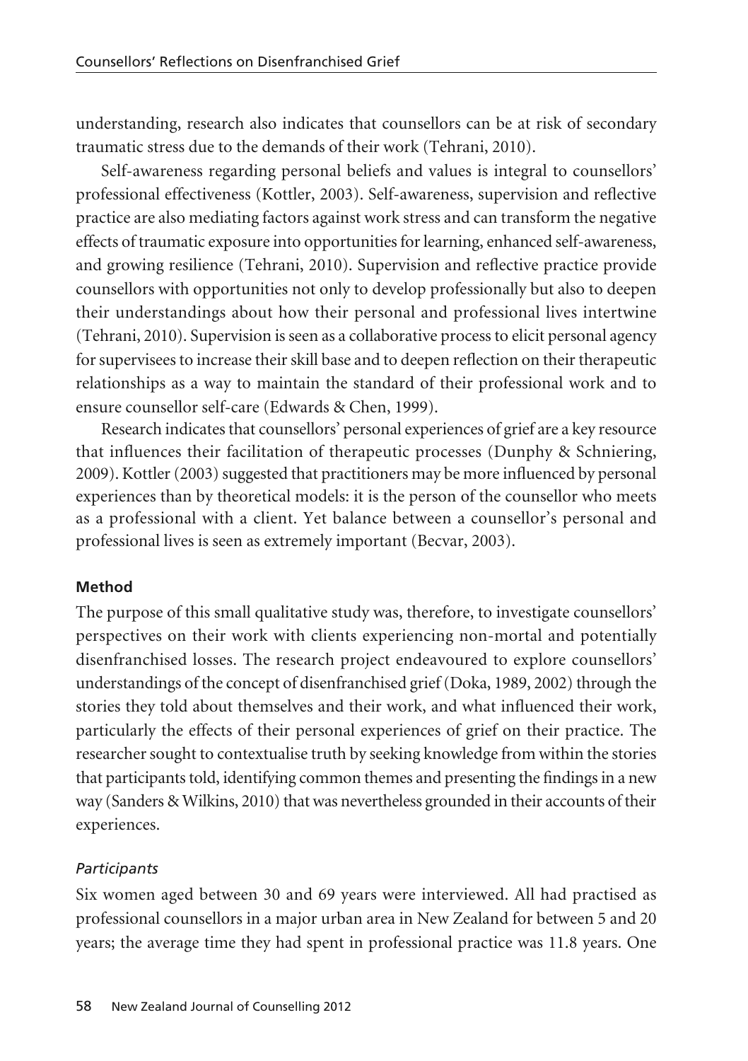understanding, research also indicates that counsellors can be at risk of secondary traumatic stress due to the demands of their work (Tehrani, 2010).

Self-awareness regarding personal beliefs and values is integral to counsellors' professional effectiveness (Kottler, 2003). Self-awareness, supervision and reflective practice are also mediating factors against work stress and can transform the negative effects of traumatic exposure into opportunities for learning, enhanced self-awareness, and growing resilience (Tehrani, 2010). Supervision and reflective practice provide counsellors with opportunities not only to develop professionally but also to deepen their understandings about how their personal and professional lives intertwine (Tehrani, 2010). Supervision is seen as a collaborative process to elicit personal agency for supervisees to increase their skill base and to deepen reflection on their therapeutic relationships as a way to maintain the standard of their professional work and to ensure counsellor self-care (Edwards & Chen, 1999).

Research indicates that counsellors' personal experiences of grief are a key resource that influences their facilitation of therapeutic processes (Dunphy & Schniering, 2009). Kottler (2003) suggested that practitioners may be more influenced by personal experiences than by theoretical models: it is the person of the counsellor who meets as a professional with a client. Yet balance between a counsellor's personal and professional lives is seen as extremely important (Becvar, 2003).

**Method**

The purpose of this small qualitative study was, therefore, to investigate counsellors' perspectives on their work with clients experiencing non-mortal and potentially disenfranchised losses. The research project endeavoured to explore counsellors' understandings of the concept of disenfranchised grief (Doka, 1989, 2002) through the stories they told about themselves and their work, and what influenced their work, particularly the effects of their personal experiences of grief on their practice. The researcher sought to contextualise truth by seeking knowledge from within the stories that participants told, identifying common themes and presenting the findings in a new way (Sanders & Wilkins, 2010) that was nevertheless grounded in their accounts of their experiences.

*Participants*

Six women aged between 30 and 69 years were interviewed. All had practised as professional counsellors in a major urban area in New Zealand for between 5 and 20 years; the average time they had spent in professional practice was 11.8 years. One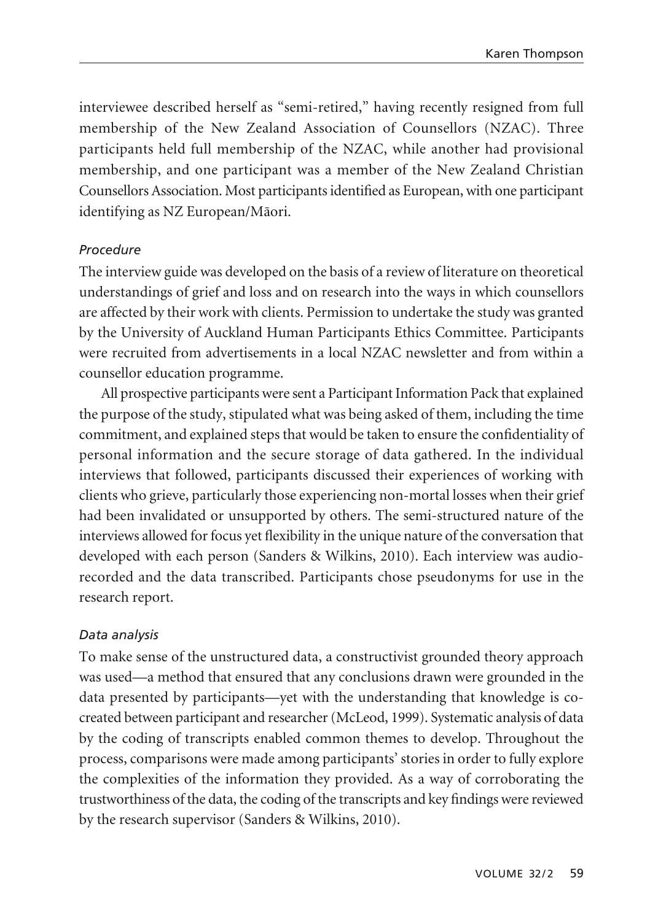interviewee described herself as "semi-retired," having recently resigned from full membership of the New Zealand Association of Counsellors (NZAC). Three participants held full membership of the NZAC, while another had provisional membership, and one participant was a member of the New Zealand Christian Counsellors Association. Most participants identified as European, with one participant identifying as NZ European/Māori.

### *Procedure*

The interview guide was developed on the basis of a review of literature on theoretical understandings of grief and loss and on research into the ways in which counsellors are affected by their work with clients. Permission to undertake the study was granted by the University of Auckland Human Participants Ethics Committee. Participants were recruited from advertisements in a local NZAC newsletter and from within a counsellor education programme.

All prospective participants were sent a Participant Information Pack that explained the purpose of the study, stipulated what was being asked of them, including the time commitment, and explained steps that would be taken to ensure the confidentiality of personal information and the secure storage of data gathered. In the individual interviews that followed, participants discussed their experiences of working with clients who grieve, particularly those experiencing non-mortal losses when their grief had been invalidated or unsupported by others. The semi-structured nature of the interviews allowed for focus yet flexibility in the unique nature of the conversation that developed with each person (Sanders & Wilkins, 2010). Each interview was audio-recorded and the data transcribed. Participants chose pseudonyms for use in the research report.

### *Data analysis*

To make sense of the unstructured data, a constructivist grounded theory approach was used—a method that ensured that any conclusions drawn were grounded in the data presented by participants—yet with the understanding that knowledge is co-created between participant and researcher (McLeod, 1999). Systematic analysis of data by the coding of transcripts enabled common themes to develop. Throughout the process, comparisons were made among participants' stories in order to fully explore the complexities of the information they provided. As a way of corroborating the trustworthiness of the data, the coding of the transcripts and key findings were reviewed by the research supervisor (Sanders & Wilkins, 2010).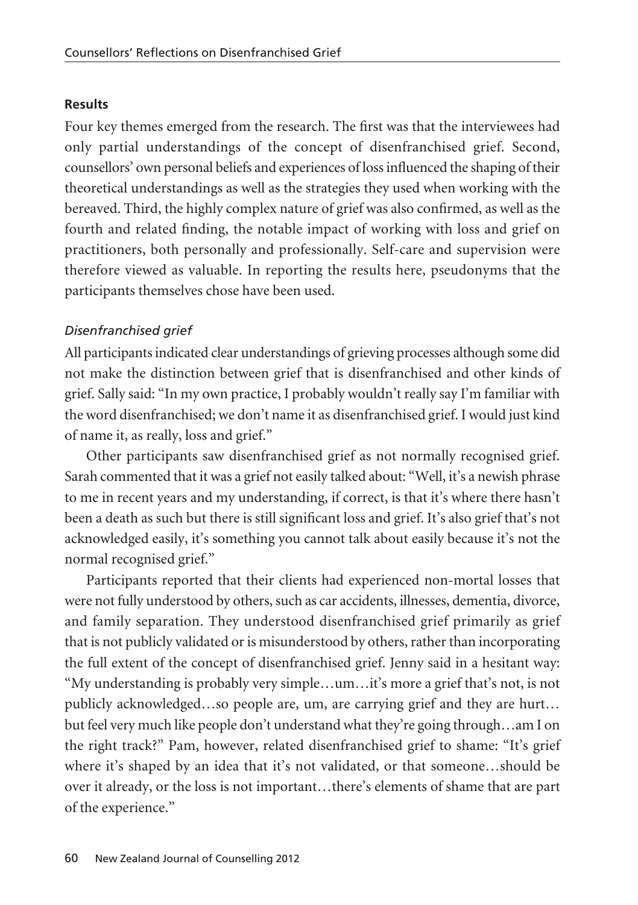### Results

Four key themes emerged from the research. The first was that the interviewees had only partial understandings of the concept of disenfranchised grief. Second, counsellors' own personal beliefs and experiences of loss influenced the shaping of their theoretical understandings as well as the strategies they used when working with the bereaved. Third, the highly complex nature of grief was also confirmed, as well as the fourth and related finding, the notable impact of working with loss and grief on practitioners, both personally and professionally. Self-care and supervision were therefore viewed as valuable. In reporting the results here, pseudonyms that the participants themselves chose have been used.

#### *Disenfranchised grief*

All participants indicated clear understandings of grieving processes although some did not make the distinction between grief that is disenfranchised and other kinds of grief. Sally said: "In my own practice, I probably wouldn't really say I'm familiar with the word disenfranchised; we don't name it as disenfranchised grief. I would just kind of name it, as really, loss and grief."

Other participants saw disenfranchised grief as not normally recognised grief. Sarah commented that it was a grief not easily talked about: "Well, it's a newish phrase to me in recent years and my understanding, if correct, is that it's where there hasn't been a death as such but there is still significant loss and grief. It's also grief that's not acknowledged easily, it's something you cannot talk about easily because it's not the normal recognised grief."

Participants reported that their clients had experienced non-mortal losses that were not fully understood by others, such as car accidents, illnesses, dementia, divorce, and family separation. They understood disenfranchised grief primarily as grief that is not publicly validated or is misunderstood by others, rather than incorporating the full extent of the concept of disenfranchised grief. Jenny said in a hesitant way: "My understanding is probably very simple…um…it's more a grief that's not, is not publicly acknowledged…so people are, um, are carrying grief and they are hurt… but feel very much like people don't understand what they're going through…am I on the right track?" Pam, however, related disenfranchised grief to shame: "It's grief where it's shaped by an idea that it's not validated, or that someone…should be over it already, or the loss is not important…there's elements of shame that are part of the experience."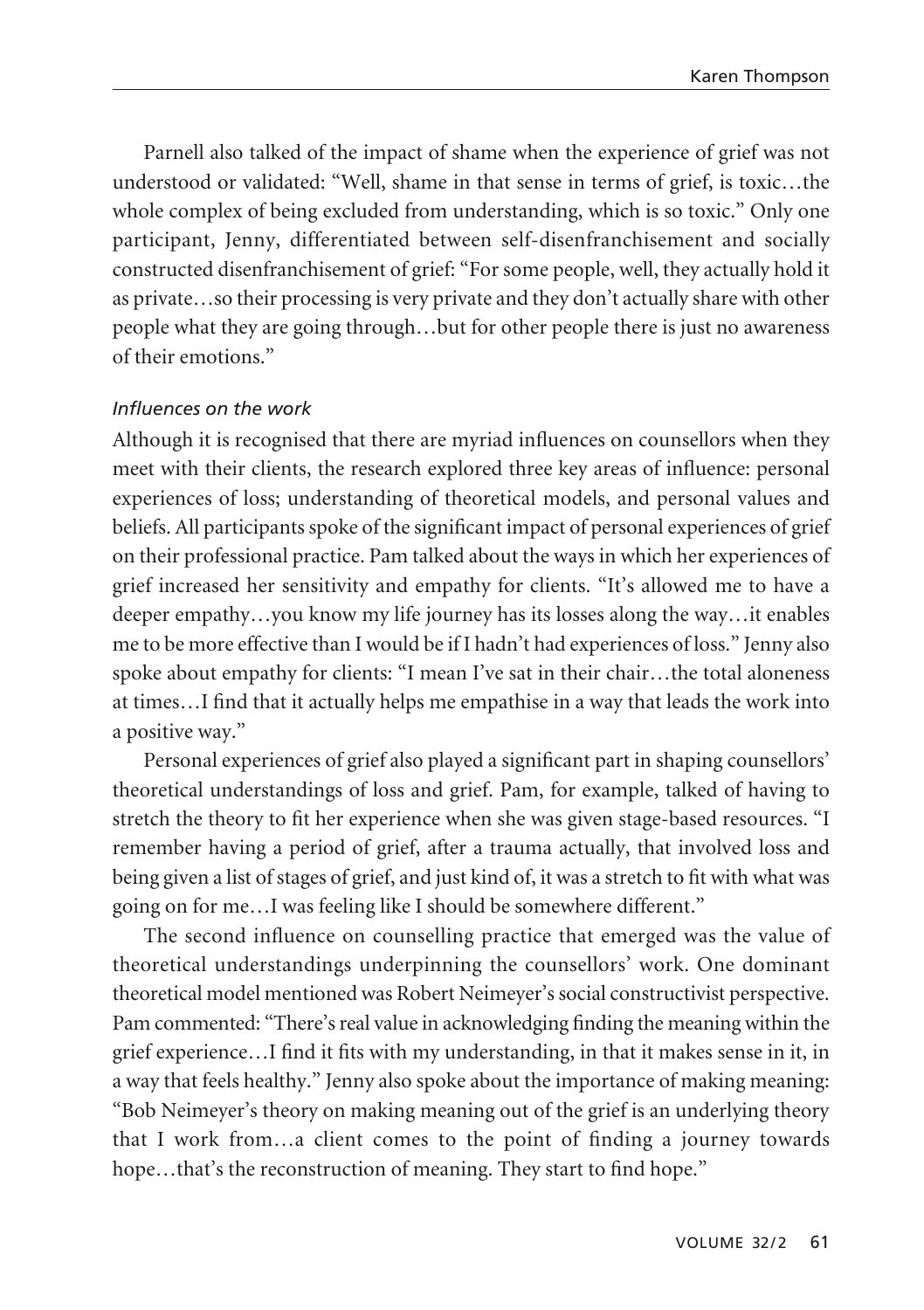Parnell also talked of the impact of shame when the experience of grief was not understood or validated: "Well, shame in that sense in terms of grief, is toxic…the whole complex of being excluded from understanding, which is so toxic." Only one participant, Jenny, differentiated between self-disenfranchisement and socially constructed disenfranchisement of grief: "For some people, well, they actually hold it as private…so their processing is very private and they don't actually share with other people what they are going through…but for other people there is just no awareness of their emotions."

*Influences on the work*

Although it is recognised that there are myriad influences on counsellors when they meet with their clients, the research explored three key areas of influence: personal experiences of loss; understanding of theoretical models, and personal values and beliefs. All participants spoke of the significant impact of personal experiences of grief on their professional practice. Pam talked about the ways in which her experiences of grief increased her sensitivity and empathy for clients. "It's allowed me to have a deeper empathy…you know my life journey has its losses along the way…it enables me to be more effective than I would be if I hadn't had experiences of loss." Jenny also spoke about empathy for clients: "I mean I've sat in their chair…the total aloneness at times…I find that it actually helps me empathise in a way that leads the work into a positive way."

Personal experiences of grief also played a significant part in shaping counsellors' theoretical understandings of loss and grief. Pam, for example, talked of having to stretch the theory to fit her experience when she was given stage-based resources. "I remember having a period of grief, after a trauma actually, that involved loss and being given a list of stages of grief, and just kind of, it was a stretch to fit with what was going on for me…I was feeling like I should be somewhere different."

The second influence on counselling practice that emerged was the value of theoretical understandings underpinning the counsellors' work. One dominant theoretical model mentioned was Robert Neimeyer's social constructivist perspective. Pam commented: "There's real value in acknowledging finding the meaning within the grief experience…I find it fits with my understanding, in that it makes sense in it, in a way that feels healthy." Jenny also spoke about the importance of making meaning: "Bob Neimeyer's theory on making meaning out of the grief is an underlying theory that I work from…a client comes to the point of finding a journey towards hope…that's the reconstruction of meaning. They start to find hope."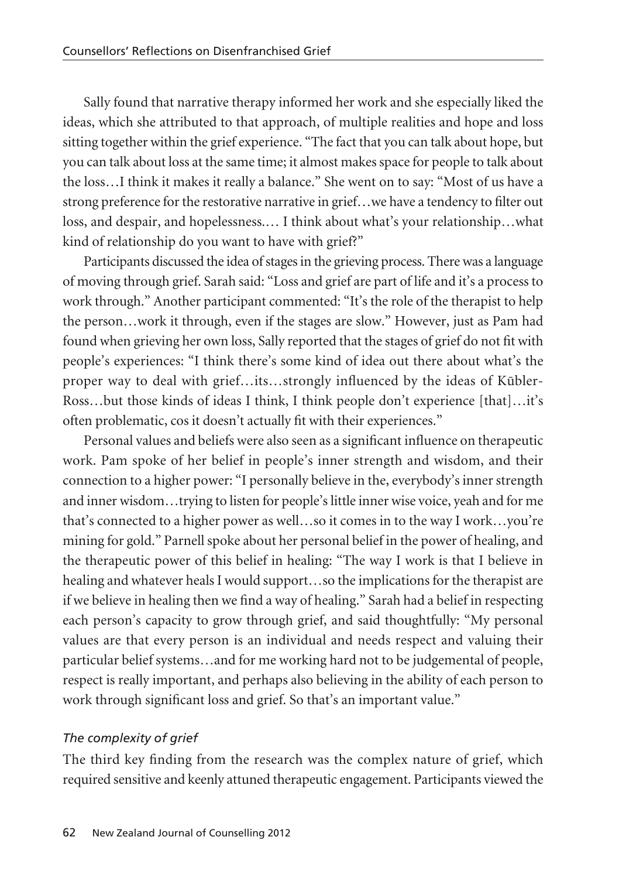Sally found that narrative therapy informed her work and she especially liked the ideas, which she attributed to that approach, of multiple realities and hope and loss sitting together within the grief experience. "The fact that you can talk about hope, but you can talk about loss at the same time; it almost makes space for people to talk about the loss…I think it makes it really a balance." She went on to say: "Most of us have a strong preference for the restorative narrative in grief…we have a tendency to filter out loss, and despair, and hopelessness.… I think about what's your relationship…what kind of relationship do you want to have with grief?"

Participants discussed the idea of stages in the grieving process. There was a language of moving through grief. Sarah said: "Loss and grief are part of life and it's a process to work through." Another participant commented: "It's the role of the therapist to help the person…work it through, even if the stages are slow." However, just as Pam had found when grieving her own loss, Sally reported that the stages of grief do not fit with people's experiences: "I think there's some kind of idea out there about what's the proper way to deal with grief…its…strongly influenced by the ideas of Kūbler-Ross…but those kinds of ideas I think, I think people don't experience [that]…it's often problematic, cos it doesn't actually fit with their experiences."

Personal values and beliefs were also seen as a significant influence on therapeutic work. Pam spoke of her belief in people's inner strength and wisdom, and their connection to a higher power: "I personally believe in the, everybody's inner strength and inner wisdom…trying to listen for people's little inner wise voice, yeah and for me that's connected to a higher power as well…so it comes in to the way I work…you're mining for gold." Parnell spoke about her personal belief in the power of healing, and the therapeutic power of this belief in healing: "The way I work is that I believe in healing and whatever heals I would support…so the implications for the therapist are if we believe in healing then we find a way of healing." Sarah had a belief in respecting each person's capacity to grow through grief, and said thoughtfully: "My personal values are that every person is an individual and needs respect and valuing their particular belief systems…and for me working hard not to be judgemental of people, respect is really important, and perhaps also believing in the ability of each person to work through significant loss and grief. So that's an important value."

### *The complexity of grief*

The third key finding from the research was the complex nature of grief, which required sensitive and keenly attuned therapeutic engagement. Participants viewed the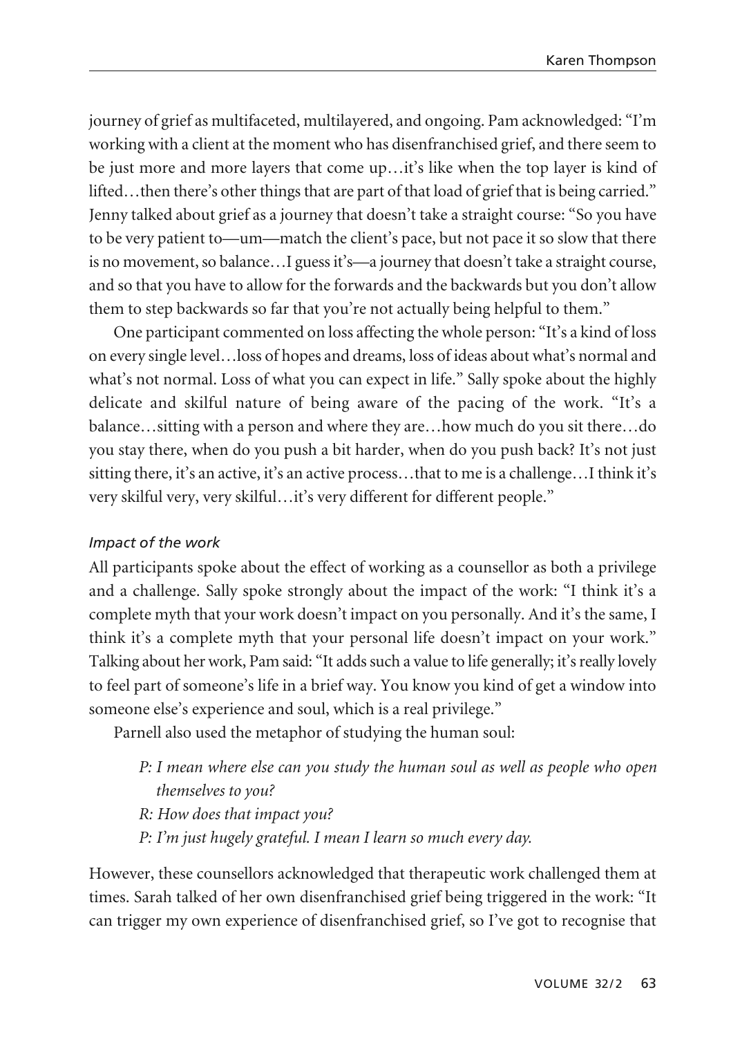journey of grief as multifaceted, multilayered, and ongoing. Pam acknowledged: "I'm working with a client at the moment who has disenfranchised grief, and there seem to be just more and more layers that come up…it's like when the top layer is kind of lifted…then there's other things that are part of that load of grief that is being carried." Jenny talked about grief as a journey that doesn't take a straight course: "So you have to be very patient to—um—match the client's pace, but not pace it so slow that there is no movement, so balance…I guess it's—a journey that doesn't take a straight course, and so that you have to allow for the forwards and the backwards but you don't allow them to step backwards so far that you're not actually being helpful to them."

One participant commented on loss affecting the whole person: "It's a kind of loss on every single level…loss of hopes and dreams, loss of ideas about what's normal and what's not normal. Loss of what you can expect in life." Sally spoke about the highly delicate and skilful nature of being aware of the pacing of the work. "It's a balance…sitting with a person and where they are…how much do you sit there…do you stay there, when do you push a bit harder, when do you push back? It's not just sitting there, it's an active, it's an active process…that to me is a challenge…I think it's very skilful very, very skilful…it's very different for different people."

*Impact of the work*

All participants spoke about the effect of working as a counsellor as both a privilege and a challenge. Sally spoke strongly about the impact of the work: "I think it's a complete myth that your work doesn't impact on you personally. And it's the same, I think it's a complete myth that your personal life doesn't impact on your work." Talking about her work, Pam said: "It adds such a value to life generally; it's really lovely to feel part of someone's life in a brief way. You know you kind of get a window into someone else's experience and soul, which is a real privilege."

Parnell also used the metaphor of studying the human soul:

> *P: I mean where else can you study the human soul as well as people who open themselves to you?*
>
> *R: How does that impact you?*
>
> *P: I'm just hugely grateful. I mean I learn so much every day.*

However, these counsellors acknowledged that therapeutic work challenged them at times. Sarah talked of her own disenfranchised grief being triggered in the work: "It can trigger my own experience of disenfranchised grief, so I've got to recognise that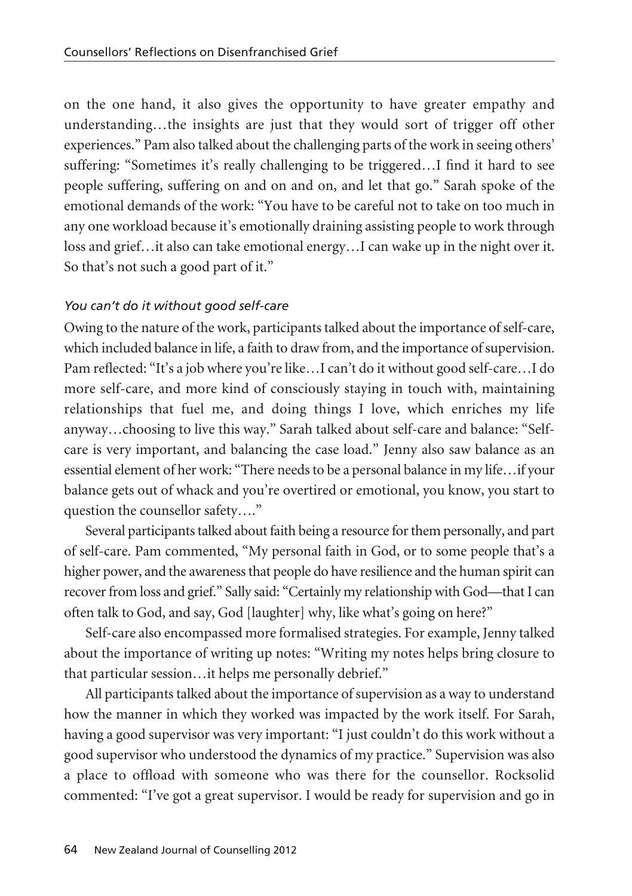on the one hand, it also gives the opportunity to have greater empathy and understanding…the insights are just that they would sort of trigger off other experiences." Pam also talked about the challenging parts of the work in seeing others' suffering: "Sometimes it's really challenging to be triggered…I find it hard to see people suffering, suffering on and on and on, and let that go." Sarah spoke of the emotional demands of the work: "You have to be careful not to take on too much in any one workload because it's emotionally draining assisting people to work through loss and grief…it also can take emotional energy…I can wake up in the night over it. So that's not such a good part of it."

### *You can't do it without good self-care*

Owing to the nature of the work, participants talked about the importance of self-care, which included balance in life, a faith to draw from, and the importance of supervision. Pam reflected: "It's a job where you're like…I can't do it without good self-care…I do more self-care, and more kind of consciously staying in touch with, maintaining relationships that fuel me, and doing things I love, which enriches my life anyway…choosing to live this way." Sarah talked about self-care and balance: "Self-care is very important, and balancing the case load." Jenny also saw balance as an essential element of her work: "There needs to be a personal balance in my life…if your balance gets out of whack and you're overtired or emotional, you know, you start to question the counsellor safety…."

Several participants talked about faith being a resource for them personally, and part of self-care. Pam commented, "My personal faith in God, or to some people that's a higher power, and the awareness that people do have resilience and the human spirit can recover from loss and grief." Sally said: "Certainly my relationship with God—that I can often talk to God, and say, God [laughter] why, like what's going on here?"

Self-care also encompassed more formalised strategies. For example, Jenny talked about the importance of writing up notes: "Writing my notes helps bring closure to that particular session…it helps me personally debrief."

All participants talked about the importance of supervision as a way to understand how the manner in which they worked was impacted by the work itself. For Sarah, having a good supervisor was very important: "I just couldn't do this work without a good supervisor who understood the dynamics of my practice." Supervision was also a place to offload with someone who was there for the counsellor. Rocksolid commented: "I've got a great supervisor. I would be ready for supervision and go in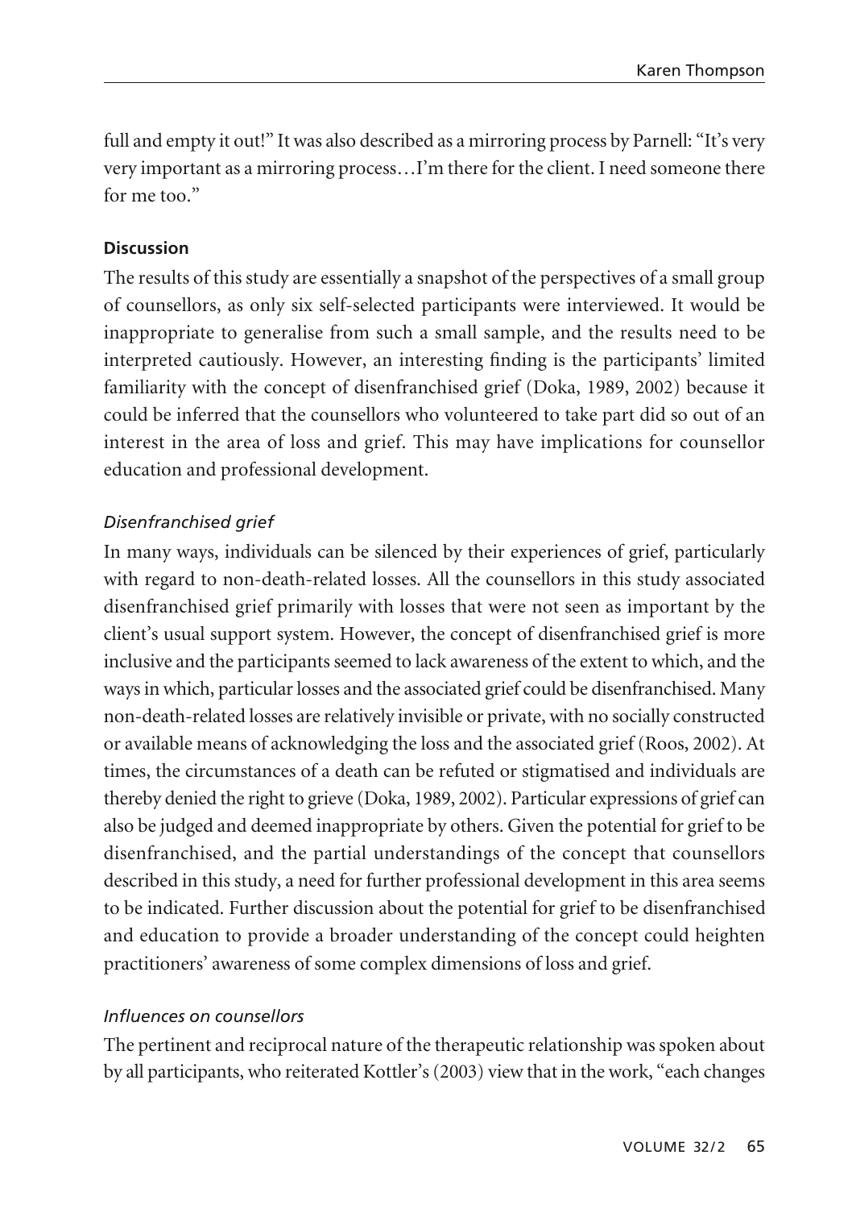full and empty it out!" It was also described as a mirroring process by Parnell: "It's very very important as a mirroring process…I'm there for the client. I need someone there for me too."

**Discussion**

The results of this study are essentially a snapshot of the perspectives of a small group of counsellors, as only six self-selected participants were interviewed. It would be inappropriate to generalise from such a small sample, and the results need to be interpreted cautiously. However, an interesting finding is the participants' limited familiarity with the concept of disenfranchised grief (Doka, 1989, 2002) because it could be inferred that the counsellors who volunteered to take part did so out of an interest in the area of loss and grief. This may have implications for counsellor education and professional development.

*Disenfranchised grief*

In many ways, individuals can be silenced by their experiences of grief, particularly with regard to non-death-related losses. All the counsellors in this study associated disenfranchised grief primarily with losses that were not seen as important by the client's usual support system. However, the concept of disenfranchised grief is more inclusive and the participants seemed to lack awareness of the extent to which, and the ways in which, particular losses and the associated grief could be disenfranchised. Many non-death-related losses are relatively invisible or private, with no socially constructed or available means of acknowledging the loss and the associated grief (Roos, 2002). At times, the circumstances of a death can be refuted or stigmatised and individuals are thereby denied the right to grieve (Doka, 1989, 2002). Particular expressions of grief can also be judged and deemed inappropriate by others. Given the potential for grief to be disenfranchised, and the partial understandings of the concept that counsellors described in this study, a need for further professional development in this area seems to be indicated. Further discussion about the potential for grief to be disenfranchised and education to provide a broader understanding of the concept could heighten practitioners' awareness of some complex dimensions of loss and grief.

*Influences on counsellors*

The pertinent and reciprocal nature of the therapeutic relationship was spoken about by all participants, who reiterated Kottler's (2003) view that in the work, "each changes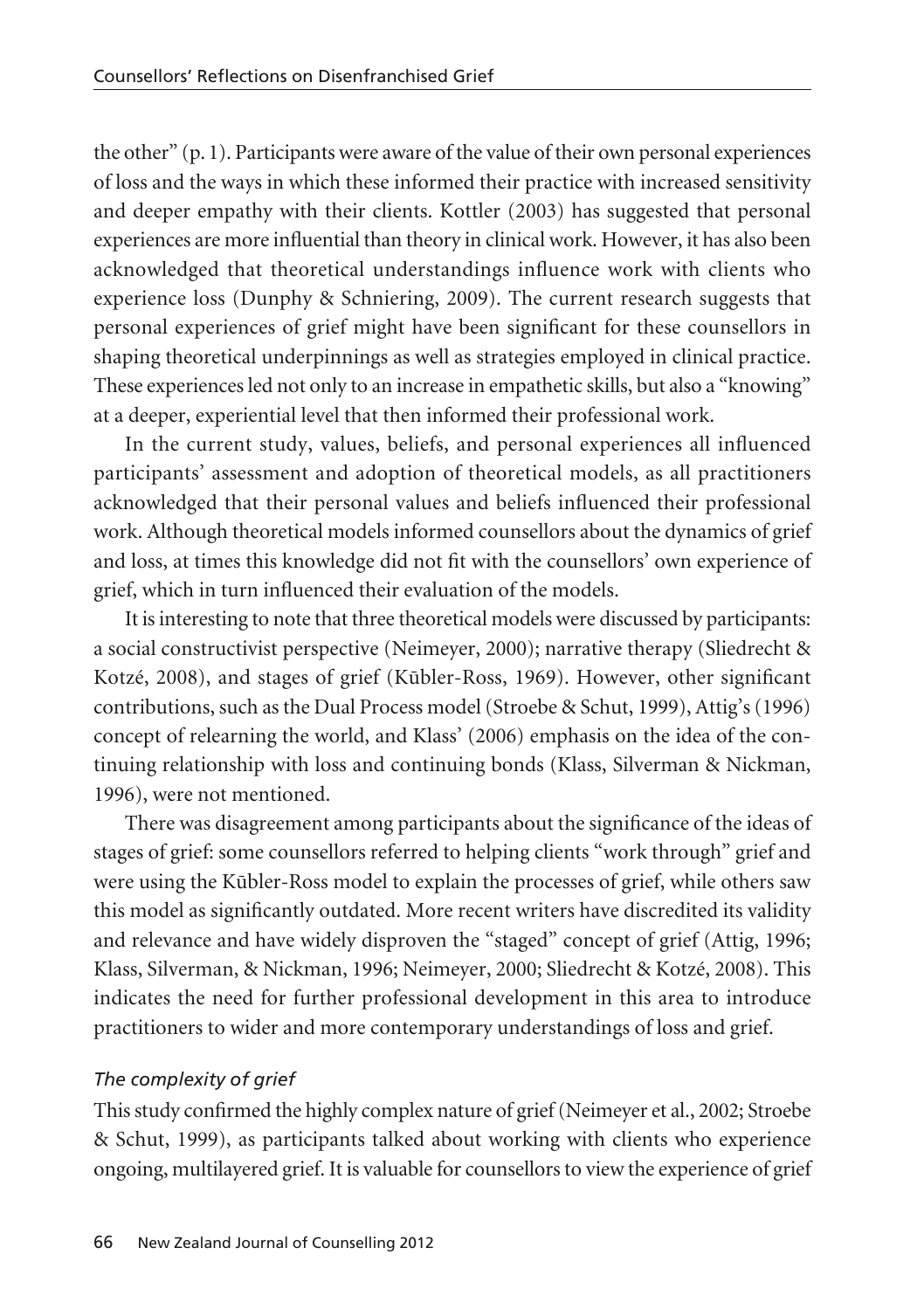the other" (p. 1). Participants were aware of the value of their own personal experiences of loss and the ways in which these informed their practice with increased sensitivity and deeper empathy with their clients. Kottler (2003) has suggested that personal experiences are more influential than theory in clinical work. However, it has also been acknowledged that theoretical understandings influence work with clients who experience loss (Dunphy & Schniering, 2009). The current research suggests that personal experiences of grief might have been significant for these counsellors in shaping theoretical underpinnings as well as strategies employed in clinical practice. These experiences led not only to an increase in empathetic skills, but also a "knowing" at a deeper, experiential level that then informed their professional work.

In the current study, values, beliefs, and personal experiences all influenced participants' assessment and adoption of theoretical models, as all practitioners acknowledged that their personal values and beliefs influenced their professional work. Although theoretical models informed counsellors about the dynamics of grief and loss, at times this knowledge did not fit with the counsellors' own experience of grief, which in turn influenced their evaluation of the models.

It is interesting to note that three theoretical models were discussed by participants: a social constructivist perspective (Neimeyer, 2000); narrative therapy (Sliedrecht & Kotzé, 2008), and stages of grief (Kūbler-Ross, 1969). However, other significant contributions, such as the Dual Process model (Stroebe & Schut, 1999), Attig's (1996) concept of relearning the world, and Klass' (2006) emphasis on the idea of the continuing relationship with loss and continuing bonds (Klass, Silverman & Nickman, 1996), were not mentioned.

There was disagreement among participants about the significance of the ideas of stages of grief: some counsellors referred to helping clients "work through" grief and were using the Kūbler-Ross model to explain the processes of grief, while others saw this model as significantly outdated. More recent writers have discredited its validity and relevance and have widely disproven the "staged" concept of grief (Attig, 1996; Klass, Silverman, & Nickman, 1996; Neimeyer, 2000; Sliedrecht & Kotzé, 2008). This indicates the need for further professional development in this area to introduce practitioners to wider and more contemporary understandings of loss and grief.

### *The complexity of grief*

This study confirmed the highly complex nature of grief (Neimeyer et al., 2002; Stroebe & Schut, 1999), as participants talked about working with clients who experience ongoing, multilayered grief. It is valuable for counsellors to view the experience of grief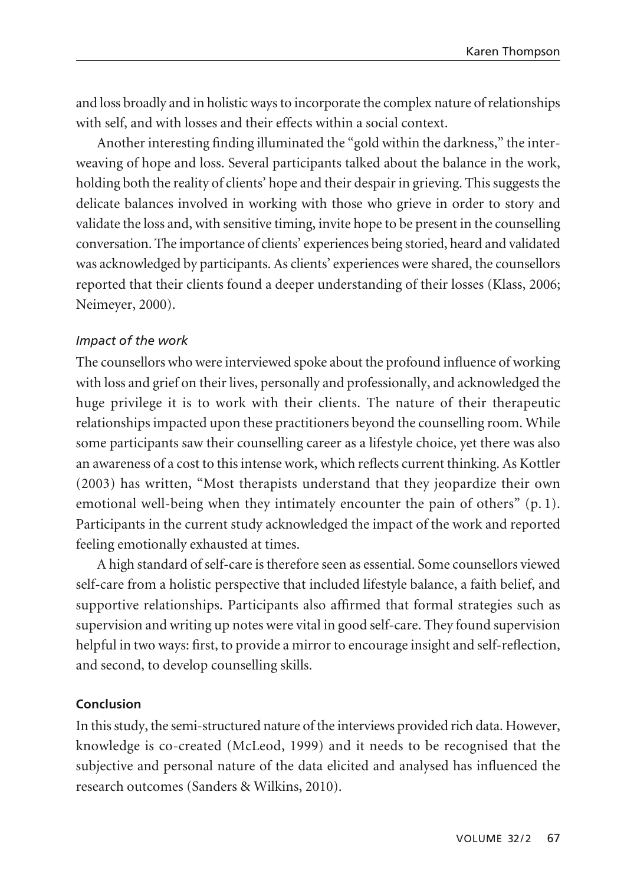and loss broadly and in holistic ways to incorporate the complex nature of relationships with self, and with losses and their effects within a social context.

Another interesting finding illuminated the "gold within the darkness," the interweaving of hope and loss. Several participants talked about the balance in the work, holding both the reality of clients' hope and their despair in grieving. This suggests the delicate balances involved in working with those who grieve in order to story and validate the loss and, with sensitive timing, invite hope to be present in the counselling conversation. The importance of clients' experiences being storied, heard and validated was acknowledged by participants. As clients' experiences were shared, the counsellors reported that their clients found a deeper understanding of their losses (Klass, 2006; Neimeyer, 2000).

*Impact of the work*

The counsellors who were interviewed spoke about the profound influence of working with loss and grief on their lives, personally and professionally, and acknowledged the huge privilege it is to work with their clients. The nature of their therapeutic relationships impacted upon these practitioners beyond the counselling room. While some participants saw their counselling career as a lifestyle choice, yet there was also an awareness of a cost to this intense work, which reflects current thinking. As Kottler (2003) has written, "Most therapists understand that they jeopardize their own emotional well-being when they intimately encounter the pain of others" (p. 1). Participants in the current study acknowledged the impact of the work and reported feeling emotionally exhausted at times.

A high standard of self-care is therefore seen as essential. Some counsellors viewed self-care from a holistic perspective that included lifestyle balance, a faith belief, and supportive relationships. Participants also affirmed that formal strategies such as supervision and writing up notes were vital in good self-care. They found supervision helpful in two ways: first, to provide a mirror to encourage insight and self-reflection, and second, to develop counselling skills.

**Conclusion**

In this study, the semi-structured nature of the interviews provided rich data. However, knowledge is co-created (McLeod, 1999) and it needs to be recognised that the subjective and personal nature of the data elicited and analysed has influenced the research outcomes (Sanders & Wilkins, 2010).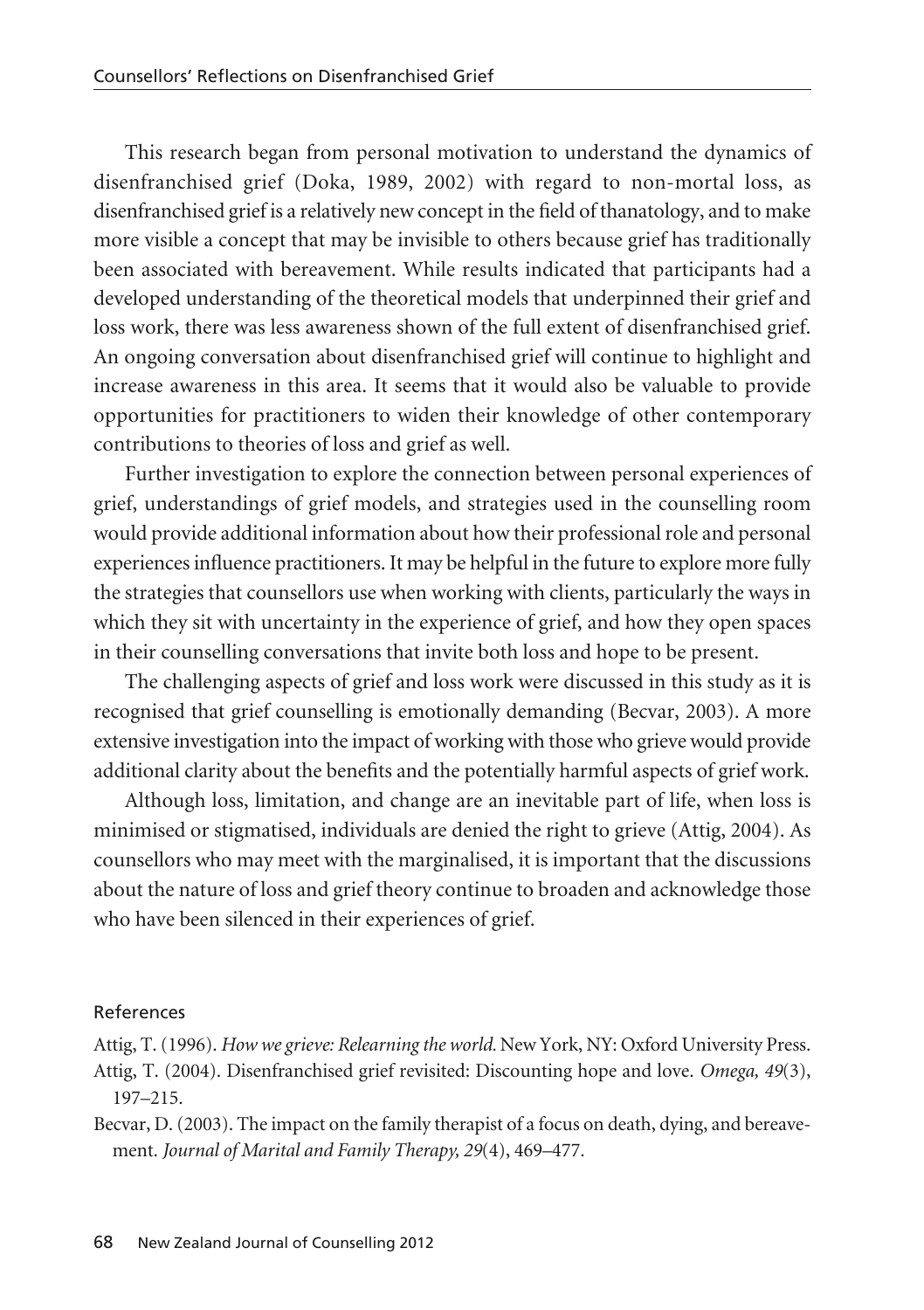This research began from personal motivation to understand the dynamics of disenfranchised grief (Doka, 1989, 2002) with regard to non-mortal loss, as disenfranchised grief is a relatively new concept in the field of thanatology, and to make more visible a concept that may be invisible to others because grief has traditionally been associated with bereavement. While results indicated that participants had a developed understanding of the theoretical models that underpinned their grief and loss work, there was less awareness shown of the full extent of disenfranchised grief. An ongoing conversation about disenfranchised grief will continue to highlight and increase awareness in this area. It seems that it would also be valuable to provide opportunities for practitioners to widen their knowledge of other contemporary contributions to theories of loss and grief as well.

Further investigation to explore the connection between personal experiences of grief, understandings of grief models, and strategies used in the counselling room would provide additional information about how their professional role and personal experiences influence practitioners. It may be helpful in the future to explore more fully the strategies that counsellors use when working with clients, particularly the ways in which they sit with uncertainty in the experience of grief, and how they open spaces in their counselling conversations that invite both loss and hope to be present.

The challenging aspects of grief and loss work were discussed in this study as it is recognised that grief counselling is emotionally demanding (Becvar, 2003). A more extensive investigation into the impact of working with those who grieve would provide additional clarity about the benefits and the potentially harmful aspects of grief work.

Although loss, limitation, and change are an inevitable part of life, when loss is minimised or stigmatised, individuals are denied the right to grieve (Attig, 2004). As counsellors who may meet with the marginalised, it is important that the discussions about the nature of loss and grief theory continue to broaden and acknowledge those who have been silenced in their experiences of grief.

## References

Attig, T. (1996). *How we grieve: Relearning the world.* New York, NY: Oxford University Press.

Attig, T. (2004). Disenfranchised grief revisited: Discounting hope and love. *Omega, 49*(3), 197–215.

Becvar, D. (2003). The impact on the family therapist of a focus on death, dying, and bereavement. *Journal of Marital and Family Therapy, 29*(4), 469–477.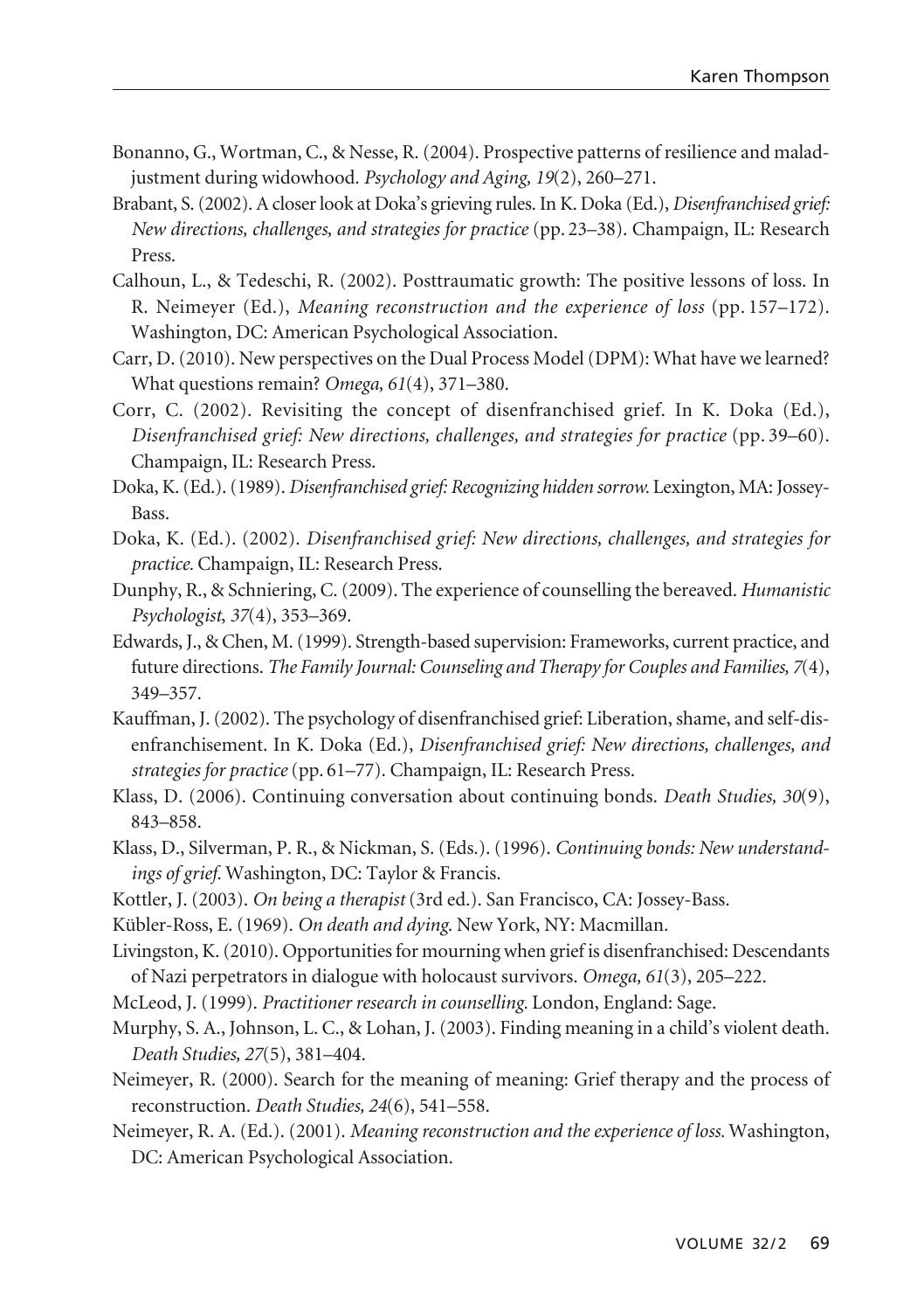Bonanno, G., Wortman, C., & Nesse, R. (2004). Prospective patterns of resilience and maladjustment during widowhood. *Psychology and Aging, 19*(2), 260–271.

Brabant, S. (2002). A closer look at Doka's grieving rules. In K. Doka (Ed.), *Disenfranchised grief: New directions, challenges, and strategies for practice* (pp. 23–38). Champaign, IL: Research Press.

Calhoun, L., & Tedeschi, R. (2002). Posttraumatic growth: The positive lessons of loss. In R. Neimeyer (Ed.), *Meaning reconstruction and the experience of loss* (pp. 157–172). Washington, DC: American Psychological Association.

Carr, D. (2010). New perspectives on the Dual Process Model (DPM): What have we learned? What questions remain? *Omega, 61*(4), 371–380.

Corr, C. (2002). Revisiting the concept of disenfranchised grief. In K. Doka (Ed.), *Disenfranchised grief: New directions, challenges, and strategies for practice* (pp. 39–60). Champaign, IL: Research Press.

Doka, K. (Ed.). (1989). *Disenfranchised grief: Recognizing hidden sorrow.* Lexington, MA: Jossey-Bass.

Doka, K. (Ed.). (2002). *Disenfranchised grief: New directions, challenges, and strategies for practice.* Champaign, IL: Research Press.

Dunphy, R., & Schniering, C. (2009). The experience of counselling the bereaved. *Humanistic Psychologist, 37*(4), 353–369.

Edwards, J., & Chen, M. (1999). Strength-based supervision: Frameworks, current practice, and future directions. *The Family Journal: Counseling and Therapy for Couples and Families, 7*(4), 349–357.

Kauffman, J. (2002). The psychology of disenfranchised grief: Liberation, shame, and self-disenfranchisement. In K. Doka (Ed.), *Disenfranchised grief: New directions, challenges, and strategies for practice* (pp. 61–77). Champaign, IL: Research Press.

Klass, D. (2006). Continuing conversation about continuing bonds. *Death Studies, 30*(9), 843–858.

Klass, D., Silverman, P. R., & Nickman, S. (Eds.). (1996). *Continuing bonds: New understandings of grief.* Washington, DC: Taylor & Francis.

Kottler, J. (2003). *On being a therapist* (3rd ed.). San Francisco, CA: Jossey-Bass.

Kübler-Ross, E. (1969). *On death and dying.* New York, NY: Macmillan.

Livingston, K. (2010). Opportunities for mourning when grief is disenfranchised: Descendants of Nazi perpetrators in dialogue with holocaust survivors. *Omega, 61*(3), 205–222.

McLeod, J. (1999). *Practitioner research in counselling.* London, England: Sage.

Murphy, S. A., Johnson, L. C., & Lohan, J. (2003). Finding meaning in a child's violent death. *Death Studies, 27*(5), 381–404.

Neimeyer, R. (2000). Search for the meaning of meaning: Grief therapy and the process of reconstruction. *Death Studies, 24*(6), 541–558.

Neimeyer, R. A. (Ed.). (2001). *Meaning reconstruction and the experience of loss.* Washington, DC: American Psychological Association.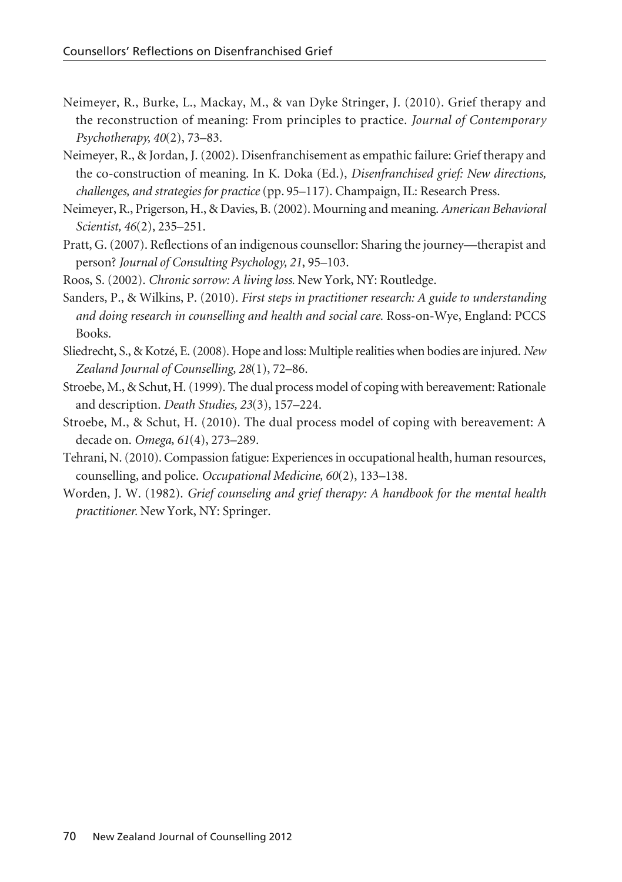Neimeyer, R., Burke, L., Mackay, M., & van Dyke Stringer, J. (2010). Grief therapy and the reconstruction of meaning: From principles to practice. *Journal of Contemporary Psychotherapy, 40*(2), 73–83.

Neimeyer, R., & Jordan, J. (2002). Disenfranchisement as empathic failure: Grief therapy and the co-construction of meaning. In K. Doka (Ed.), *Disenfranchised grief: New directions, challenges, and strategies for practice* (pp. 95–117). Champaign, IL: Research Press.

Neimeyer, R., Prigerson, H., & Davies, B. (2002). Mourning and meaning. *American Behavioral Scientist, 46*(2), 235–251.

Pratt, G. (2007). Reflections of an indigenous counsellor: Sharing the journey—therapist and person? *Journal of Consulting Psychology, 21*, 95–103.

Roos, S. (2002). *Chronic sorrow: A living loss.* New York, NY: Routledge.

Sanders, P., & Wilkins, P. (2010). *First steps in practitioner research: A guide to understanding and doing research in counselling and health and social care.* Ross-on-Wye, England: PCCS Books.

Sliedrecht, S., & Kotzé, E. (2008). Hope and loss: Multiple realities when bodies are injured. *New Zealand Journal of Counselling, 28*(1), 72–86.

Stroebe, M., & Schut, H. (1999). The dual process model of coping with bereavement: Rationale and description. *Death Studies, 23*(3), 157–224.

Stroebe, M., & Schut, H. (2010). The dual process model of coping with bereavement: A decade on. *Omega, 61*(4), 273–289.

Tehrani, N. (2010). Compassion fatigue: Experiences in occupational health, human resources, counselling, and police. *Occupational Medicine, 60*(2), 133–138.

Worden, J. W. (1982). *Grief counseling and grief therapy: A handbook for the mental health practitioner.* New York, NY: Springer.